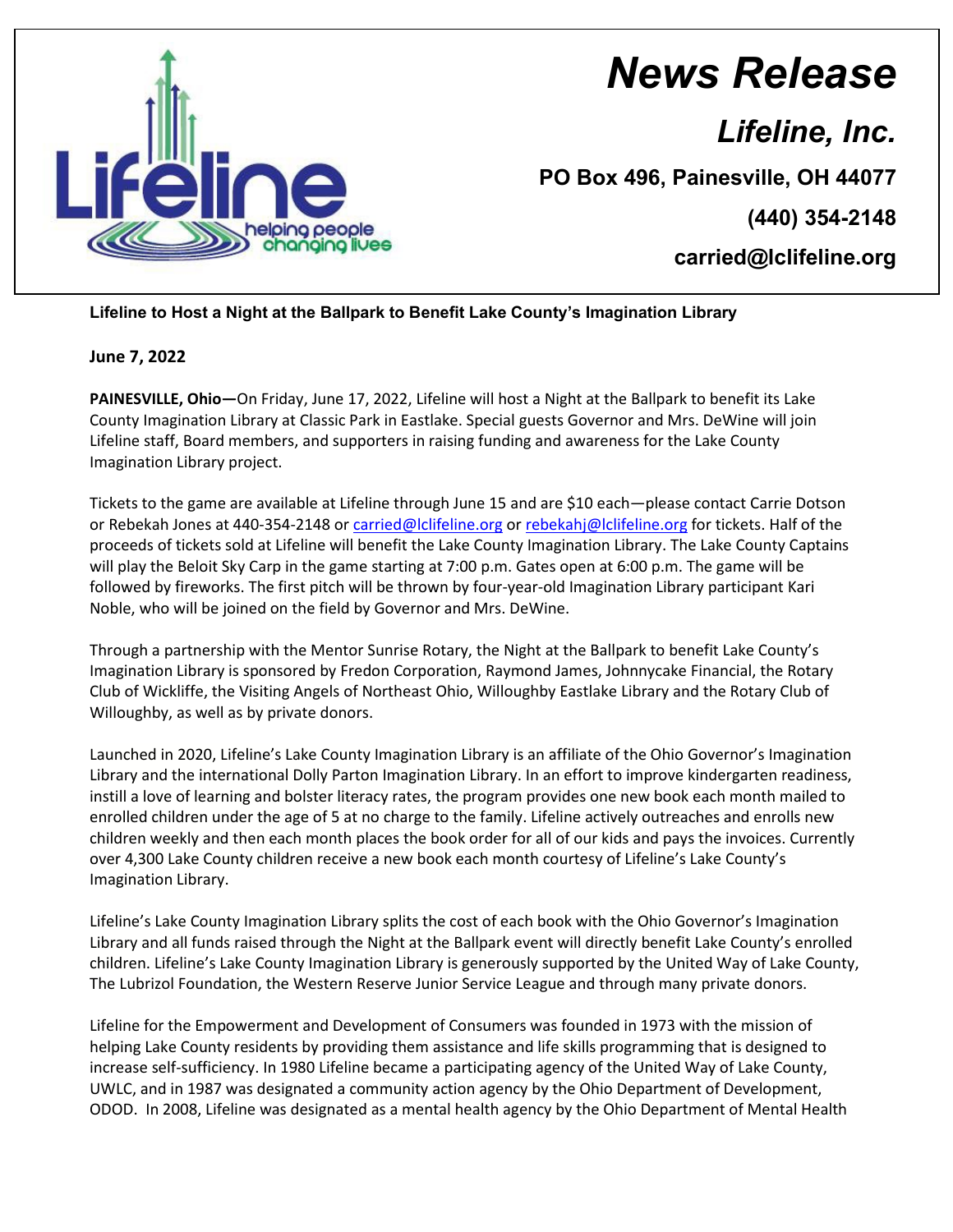# News Release

## Lifeline, Inc.

**PO Box 496, Painesville, OH 44077**

**(440) 354-2148**

**carried@lclifeline.org**

**Lifeline to Host a Night at the Ballpark to Benefit Lake County's Imagination Library**

**June 7, 2022**

**PAINESVILLE, Ohio—**On Friday, June 17, 2022, Lifeline will host a Night at the Ballpark to benefit its Lake County Imagination Library at Classic Park in Eastlake. Special guests Governor and Mrs. DeWine will join Lifeline staff, Board members, and supporters in raising funding and awareness for the Lake County Imagination Library project.

Tickets to the game are available at Lifeline through June 15 and are $10 each—please contact Carrie Dotson or Rebekah Jones at 440-354-2148 or carried@lclifeline.org or rebekahj@lclifeline.org for tickets. Half of the proceeds of tickets sold at Lifeline will benefit the Lake County Imagination Library. The Lake County Captains will play the Beloit Sky Carp in the game starting at 7:00 p.m. Gates open at 6:00 p.m. The game will be followed by fireworks. The first pitch will be thrown by four-year-old Imagination Library participant Kari Noble, who will be joined on the field by Governor and Mrs. DeWine.

Through a partnership with the Mentor Sunrise Rotary, the Night at the Ballpark to benefit Lake County's Imagination Library is sponsored by Fredon Corporation, Raymond James, Johnnycake Financial, the Rotary Club of Wickliffe, the Visiting Angels of Northeast Ohio, Willoughby Eastlake Library and the Rotary Club of Willoughby, as well as by private donors.

Launched in 2020, Lifeline's Lake County Imagination Library is an affiliate of the Ohio Governor's Imagination Library and the international Dolly Parton Imagination Library. In an effort to improve kindergarten readiness, instill a love of learning and bolster literacy rates, the program provides one new book each month mailed to enrolled children under the age of 5 at no charge to the family. Lifeline actively outreaches and enrolls new children weekly and then each month places the book order for all of our kids and pays the invoices. Currently over 4,300 Lake County children receive a new book each month courtesy of Lifeline's Lake County's Imagination Library.

Lifeline's Lake County Imagination Library splits the cost of each book with the Ohio Governor's Imagination Library and all funds raised through the Night at the Ballpark event will directly benefit Lake County's enrolled children. Lifeline's Lake County Imagination Library is generously supported by the United Way of Lake County, The Lubrizol Foundation, the Western Reserve Junior Service League and through many private donors.

Lifeline for the Empowerment and Development of Consumers was founded in 1973 with the mission of helping Lake County residents by providing them assistance and life skills programming that is designed to increase self-sufficiency. In 1980 Lifeline became a participating agency of the United Way of Lake County, UWLC, and in 1987 was designated a community action agency by the Ohio Department of Development, ODOD. In 2008, Lifeline was designated as a mental health agency by the Ohio Department of Mental Health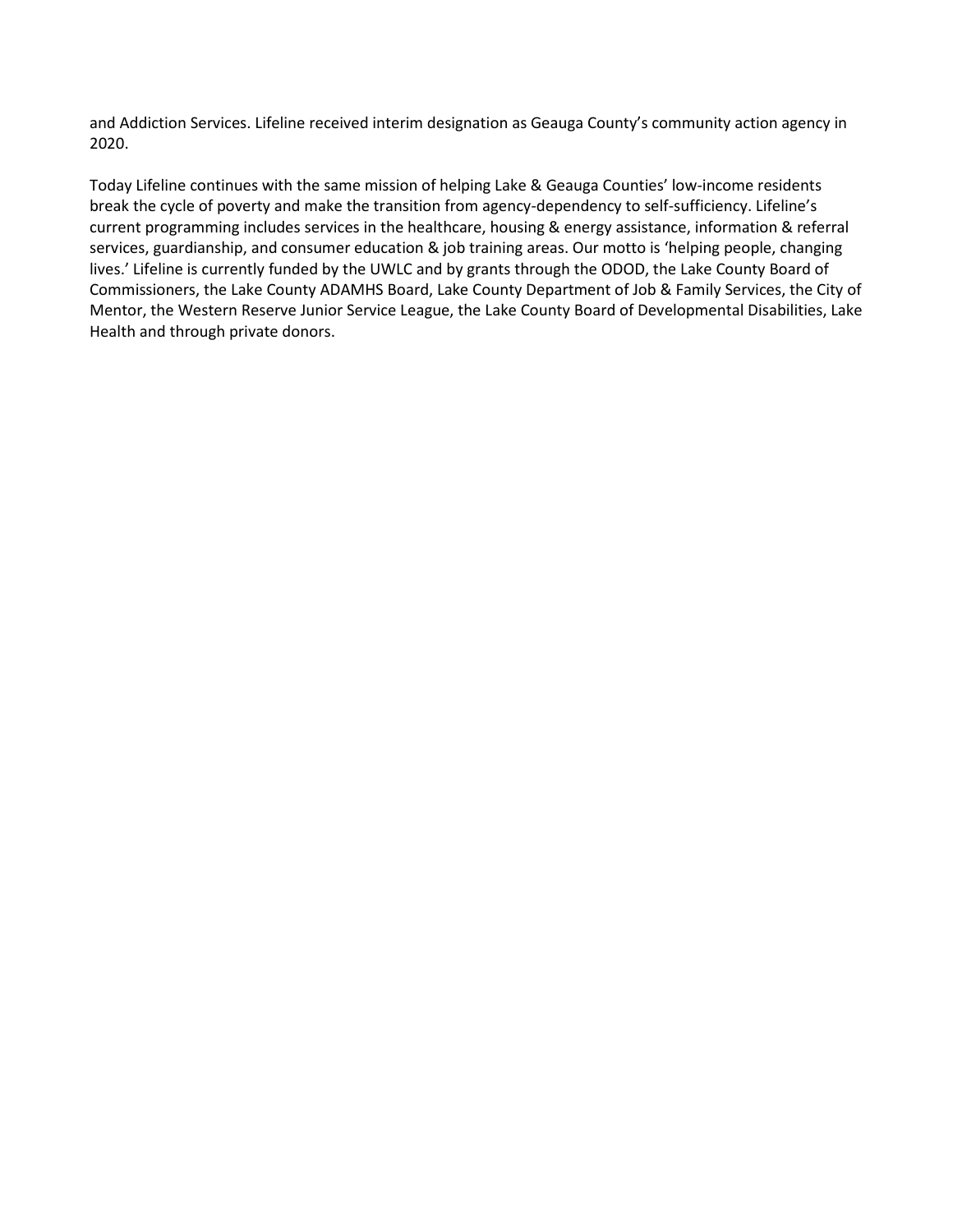and Addiction Services. Lifeline received interim designation as Geauga County's community action agency in 2020.

Today Lifeline continues with the same mission of helping Lake & Geauga Counties' low-income residents break the cycle of poverty and make the transition from agency-dependency to self-sufficiency. Lifeline's current programming includes services in the healthcare, housing & energy assistance, information & referral services, guardianship, and consumer education & job training areas. Our motto is 'helping people, changing lives.' Lifeline is currently funded by the UWLC and by grants through the ODOD, the Lake County Board of Commissioners, the Lake County ADAMHS Board, Lake County Department of Job & Family Services, the City of Mentor, the Western Reserve Junior Service League, the Lake County Board of Developmental Disabilities, Lake Health and through private donors.